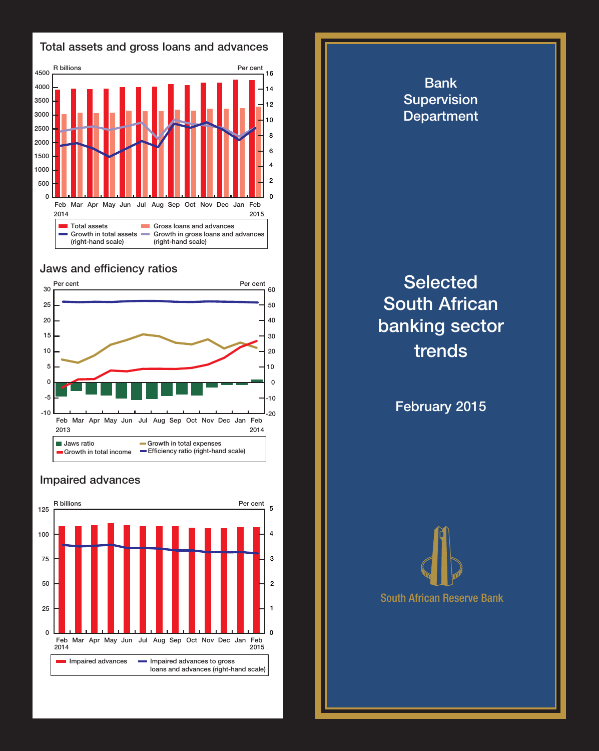## Total assets and gross loans and advances

R billions | Per cent

Feb 2014 – Feb 2015

- Total assets
- Gross loans and advances
- Growth in total assets (right-hand scale)
- Growth in gross loans and advances (right-hand scale)

## Jaws and efficiency ratios

Per cent | Per cent

Feb 2013 – Feb 2014

- Jaws ratio
- Growth in total income
- Growth in total expenses
- Efficiency ratio (right-hand scale)

## Impaired advances

R billions | Per cent

Feb 2014 – Feb 2015

- Impaired advances
- Impaired advances to gross loans and advances (right-hand scale)

# Bank Supervision Department

# Selected South African banking sector trends

February 2015

South African Reserve Bank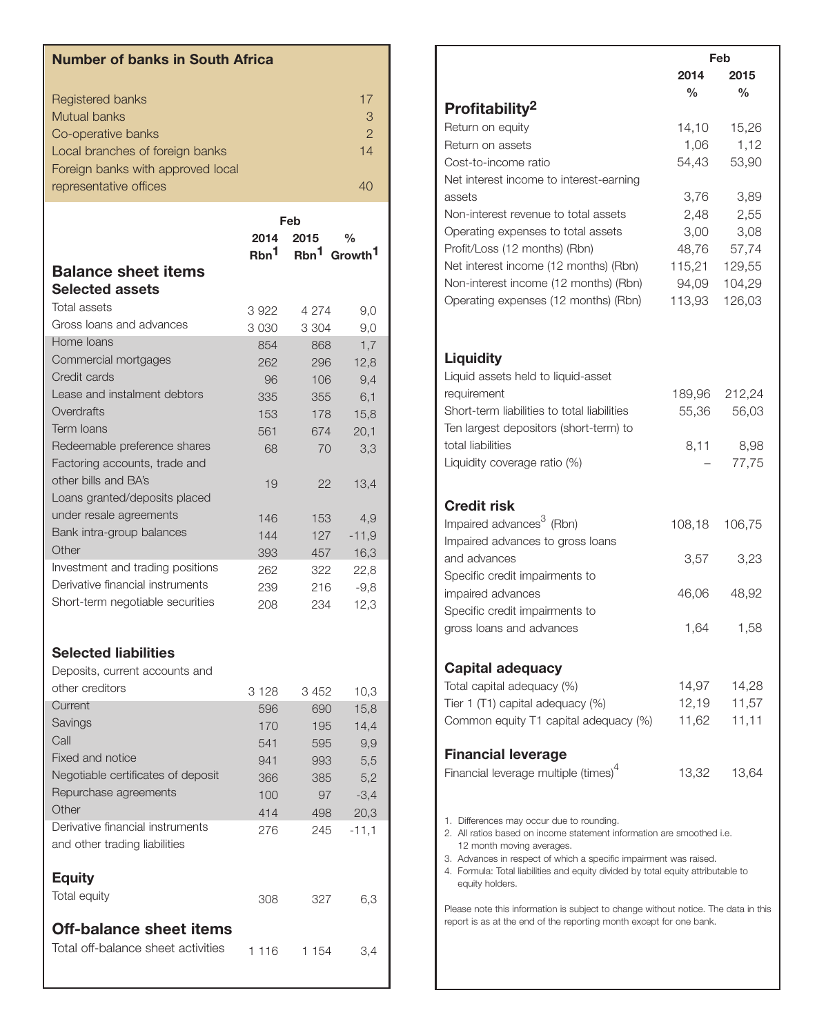## Number of banks in South Africa

| | |
|---|---|
| Registered banks | 17 |
| Mutual banks | 3 |
| Co-operative banks | 2 |
| Local branches of foreign banks | 14 |
| Foreign banks with approved local representative offices | 40 |

| | Feb 2014 Rbn[1] | Feb 2015 Rbn[1] | % Growth[1] |
|---|---|---|---|
| **Balance sheet items** | | | |
| **Selected assets** | | | |
| Total assets | 3 922 | 4 274 | 9,0 |
| Gross loans and advances | 3 030 | 3 304 | 9,0 |
| Home loans | 854 | 868 | 1,7 |
| Commercial mortgages | 262 | 296 | 12,8 |
| Credit cards | 96 | 106 | 9,4 |
| Lease and instalment debtors | 335 | 355 | 6,1 |
| Overdrafts | 153 | 178 | 15,8 |
| Term loans | 561 | 674 | 20,1 |
| Redeemable preference shares | 68 | 70 | 3,3 |
| Factoring accounts, trade and other bills and BA's | 19 | 22 | 13,4 |
| Loans granted/deposits placed under resale agreements | 146 | 153 | 4,9 |
| Bank intra-group balances | 144 | 127 | -11,9 |
| Other | 393 | 457 | 16,3 |
| Investment and trading positions | 262 | 322 | 22,8 |
| Derivative financial instruments | 239 | 216 | -9,8 |
| Short-term negotiable securities | 208 | 234 | 12,3 |
| **Selected liabilities** | | | |
| Deposits, current accounts and other creditors | 3 128 | 3 452 | 10,3 |
| Current | 596 | 690 | 15,8 |
| Savings | 170 | 195 | 14,4 |
| Call | 541 | 595 | 9,9 |
| Fixed and notice | 941 | 993 | 5,5 |
| Negotiable certificates of deposit | 366 | 385 | 5,2 |
| Repurchase agreements | 100 | 97 | -3,4 |
| Other | 414 | 498 | 20,3 |
| Derivative financial instruments and other trading liabilities | 276 | 245 | -11,1 |
| **Equity** | | | |
| Total equity | 308 | 327 | 6,3 |
| **Off-balance sheet items** | | | |
| Total off-balance sheet activities | 1 116 | 1 154 | 3,4 |

| | Feb 2014 % | Feb 2015 % |
|---|---|---|
| **Profitability[2]** | | |
| Return on equity | 14,10 | 15,26 |
| Return on assets | 1,06 | 1,12 |
| Cost-to-income ratio | 54,43 | 53,90 |
| Net interest income to interest-earning assets | 3,76 | 3,89 |
| Non-interest revenue to total assets | 2,48 | 2,55 |
| Operating expenses to total assets | 3,00 | 3,08 |
| Profit/Loss (12 months) (Rbn) | 48,76 | 57,74 |
| Net interest income (12 months) (Rbn) | 115,21 | 129,55 |
| Non-interest income (12 months) (Rbn) | 94,09 | 104,29 |
| Operating expenses (12 months) (Rbn) | 113,93 | 126,03 |
| **Liquidity** | | |
| Liquid assets held to liquid-asset requirement | 189,96 | 212,24 |
| Short-term liabilities to total liabilities | 55,36 | 56,03 |
| Ten largest depositors (short-term) to total liabilities | 8,11 | 8,98 |
| Liquidity coverage ratio (%) | – | 77,75 |
| **Credit risk** | | |
| Impaired advances[3] (Rbn) | 108,18 | 106,75 |
| Impaired advances to gross loans and advances | 3,57 | 3,23 |
| Specific credit impairments to impaired advances | 46,06 | 48,92 |
| Specific credit impairments to gross loans and advances | 1,64 | 1,58 |
| **Capital adequacy** | | |
| Total capital adequacy (%) | 14,97 | 14,28 |
| Tier 1 (T1) capital adequacy (%) | 12,19 | 11,57 |
| Common equity T1 capital adequacy (%) | 11,62 | 11,11 |
| **Financial leverage** | | |
| Financial leverage multiple (times)[4] | 13,32 | 13,64 |

1. Differences may occur due to rounding.
2. All ratios based on income statement information are smoothed i.e. 12 month moving averages.
3. Advances in respect of which a specific impairment was raised.
4. Formula: Total liabilities and equity divided by total equity attributable to equity holders.

Please note this information is subject to change without notice. The data in this report is as at the end of the reporting month except for one bank.